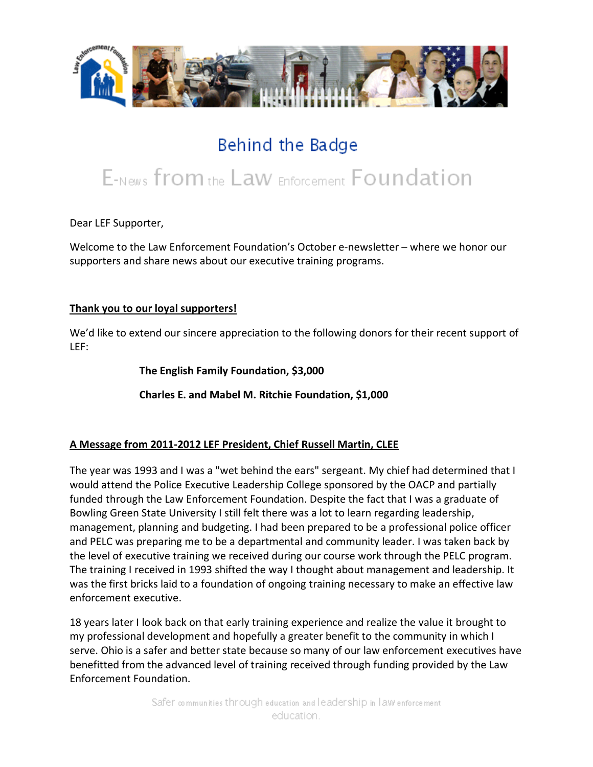# Behind the Badge

## E-News from the Law Enforcement Foundation

Dear LEF Supporter,

Welcome to the Law Enforcement Foundation's October e-newsletter – where we honor our supporters and share news about our executive training programs.

### Thank you to our loyal supporters!

We'd like to extend our sincere appreciation to the following donors for their recent support of LEF:

**The English Family Foundation, $3,000**

**Charles E. and Mabel M. Ritchie Foundation, $1,000**

### A Message from 2011-2012 LEF President, Chief Russell Martin, CLEE

The year was 1993 and I was a "wet behind the ears" sergeant. My chief had determined that I would attend the Police Executive Leadership College sponsored by the OACP and partially funded through the Law Enforcement Foundation. Despite the fact that I was a graduate of Bowling Green State University I still felt there was a lot to learn regarding leadership, management, planning and budgeting. I had been prepared to be a professional police officer and PELC was preparing me to be a departmental and community leader. I was taken back by the level of executive training we received during our course work through the PELC program. The training I received in 1993 shifted the way I thought about management and leadership. It was the first bricks laid to a foundation of ongoing training necessary to make an effective law enforcement executive.

18 years later I look back on that early training experience and realize the value it brought to my professional development and hopefully a greater benefit to the community in which I serve. Ohio is a safer and better state because so many of our law enforcement executives have benefitted from the advanced level of training received through funding provided by the Law Enforcement Foundation.

Safer communities through education and leadership in law enforcement education.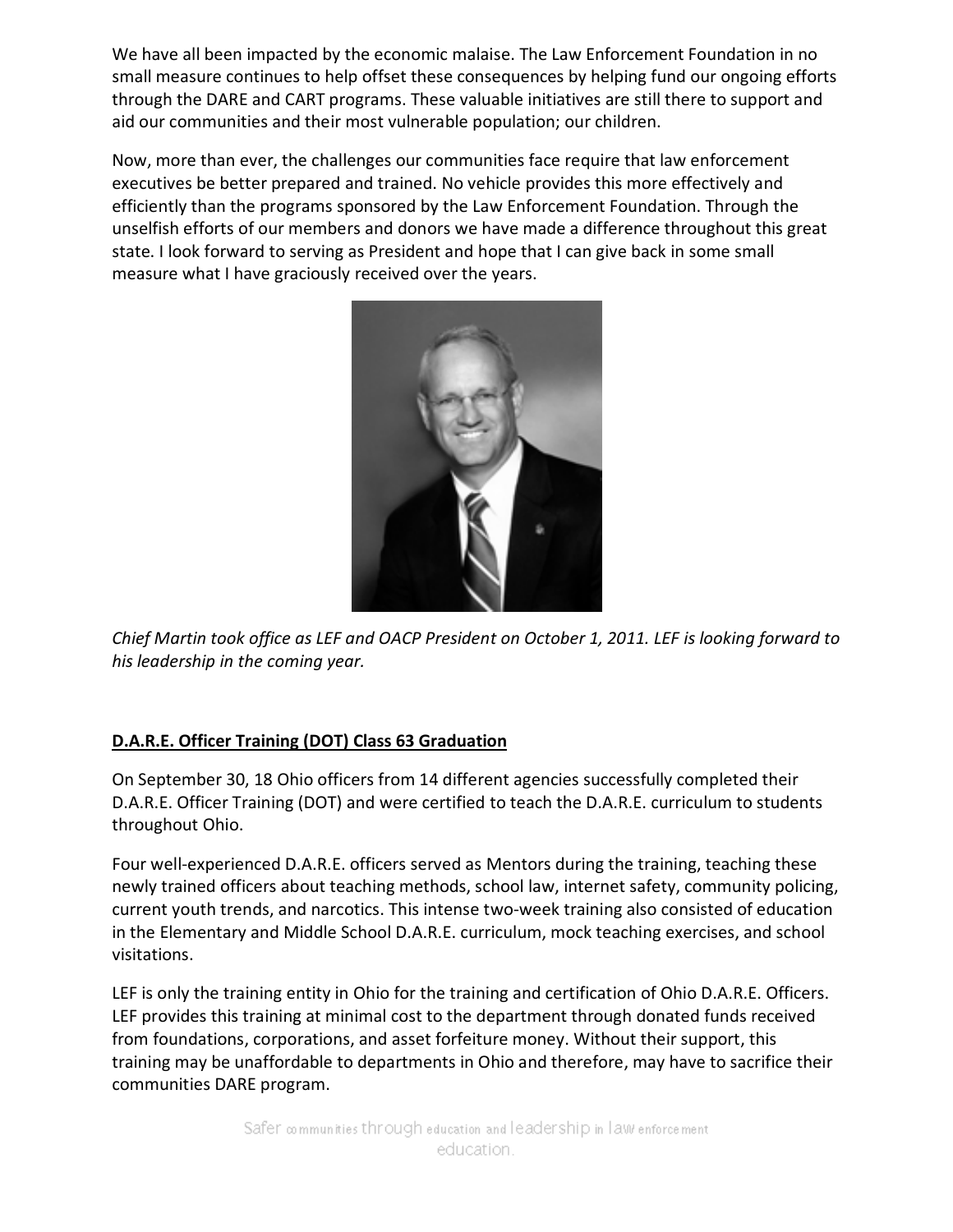We have all been impacted by the economic malaise. The Law Enforcement Foundation in no small measure continues to help offset these consequences by helping fund our ongoing efforts through the DARE and CART programs. These valuable initiatives are still there to support and aid our communities and their most vulnerable population; our children.

Now, more than ever, the challenges our communities face require that law enforcement executives be better prepared and trained. No vehicle provides this more effectively and efficiently than the programs sponsored by the Law Enforcement Foundation. Through the unselfish efforts of our members and donors we have made a difference throughout this great state. I look forward to serving as President and hope that I can give back in some small measure what I have graciously received over the years.

*Chief Martin took office as LEF and OACP President on October 1, 2011. LEF is looking forward to his leadership in the coming year.*

## D.A.R.E. Officer Training (DOT) Class 63 Graduation

On September 30, 18 Ohio officers from 14 different agencies successfully completed their D.A.R.E. Officer Training (DOT) and were certified to teach the D.A.R.E. curriculum to students throughout Ohio.

Four well-experienced D.A.R.E. officers served as Mentors during the training, teaching these newly trained officers about teaching methods, school law, internet safety, community policing, current youth trends, and narcotics. This intense two-week training also consisted of education in the Elementary and Middle School D.A.R.E. curriculum, mock teaching exercises, and school visitations.

LEF is only the training entity in Ohio for the training and certification of Ohio D.A.R.E. Officers. LEF provides this training at minimal cost to the department through donated funds received from foundations, corporations, and asset forfeiture money. Without their support, this training may be unaffordable to departments in Ohio and therefore, may have to sacrifice their communities DARE program.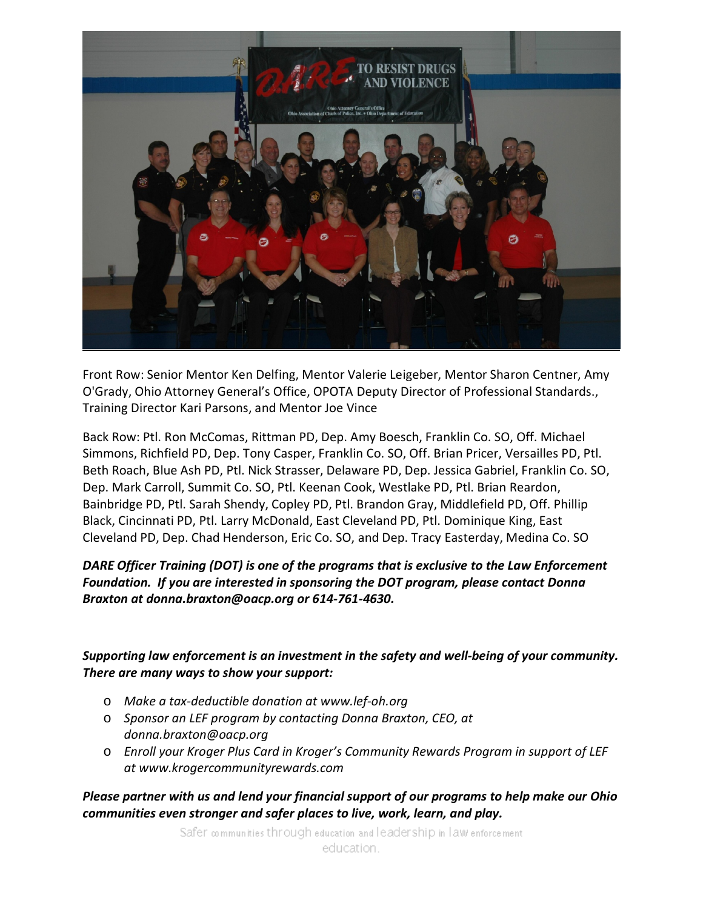Front Row: Senior Mentor Ken Delfing, Mentor Valerie Leigeber, Mentor Sharon Centner, Amy O'Grady, Ohio Attorney General's Office, OPOTA Deputy Director of Professional Standards., Training Director Kari Parsons, and Mentor Joe Vince

Back Row: Ptl. Ron McComas, Rittman PD, Dep. Amy Boesch, Franklin Co. SO, Off. Michael Simmons, Richfield PD, Dep. Tony Casper, Franklin Co. SO, Off. Brian Pricer, Versailles PD, Ptl. Beth Roach, Blue Ash PD, Ptl. Nick Strasser, Delaware PD, Dep. Jessica Gabriel, Franklin Co. SO, Dep. Mark Carroll, Summit Co. SO, Ptl. Keenan Cook, Westlake PD, Ptl. Brian Reardon, Bainbridge PD, Ptl. Sarah Shendy, Copley PD, Ptl. Brandon Gray, Middlefield PD, Off. Phillip Black, Cincinnati PD, Ptl. Larry McDonald, East Cleveland PD, Ptl. Dominique King, East Cleveland PD, Dep. Chad Henderson, Eric Co. SO, and Dep. Tracy Easterday, Medina Co. SO

***DARE Officer Training (DOT) is one of the programs that is exclusive to the Law Enforcement Foundation. If you are interested in sponsoring the DOT program, please contact Donna Braxton at donna.braxton@oacp.org or 614-761-4630.***

***Supporting law enforcement is an investment in the safety and well-being of your community. There are many ways to show your support:***

- *Make a tax-deductible donation at www.lef-oh.org*
- *Sponsor an LEF program by contacting Donna Braxton, CEO, at donna.braxton@oacp.org*
- *Enroll your Kroger Plus Card in Kroger's Community Rewards Program in support of LEF at www.krogercommunityrewards.com*

***Please partner with us and lend your financial support of our programs to help make our Ohio communities even stronger and safer places to live, work, learn, and play.***

Safer communities through education and leadership in law enforcement education.